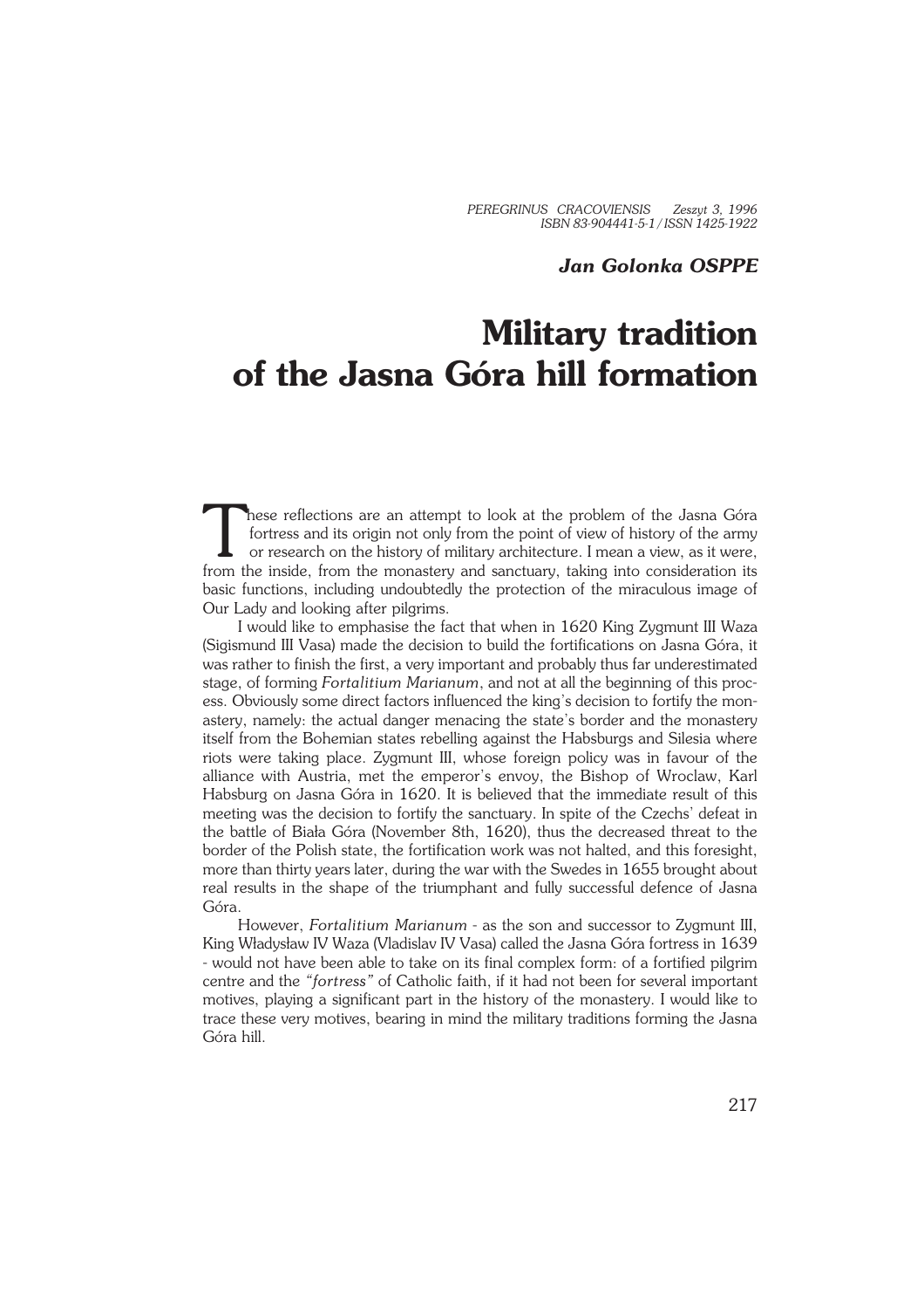*Jan Golonka OSPPE*

# Military tradition of the Jasna Góra hill formation

These reflections are an attempt to look at the problem of the Jasna Góra fortress and its origin not only from the point of view of history of the army or research on the history of military architecture. I mean a view, as it were, from the inside, from the monastery and sanctuary, taking into consideration its basic functions, including undoubtedly the protection of the miraculous image of Our Lady and looking after pilgrims.

I would like to emphasise the fact that when in 1620 King Zygmunt III Waza (Sigismund III Vasa) made the decision to build the fortifications on Jasna Góra, it was rather to finish the first, a very important and probably thus far underestimated stage, of forming *Fortalitium Marianum*, and not at all the beginning of this process. Obviously some direct factors influenced the king's decision to fortify the monastery, namely: the actual danger menacing the state's border and the monastery itself from the Bohemian states rebelling against the Habsburgs and Silesia where riots were taking place. Zygmunt III, whose foreign policy was in favour of the alliance with Austria, met the emperor's envoy, the Bishop of Wroclaw, Karl Habsburg on Jasna Góra in 1620. It is believed that the immediate result of this meeting was the decision to fortify the sanctuary. In spite of the Czechs' defeat in the battle of Biała Góra (November 8th, 1620), thus the decreased threat to the border of the Polish state, the fortification work was not halted, and this foresight, more than thirty years later, during the war with the Swedes in 1655 brought about real results in the shape of the triumphant and fully successful defence of Jasna Góra.

However, *Fortalitium Marianum* - as the son and successor to Zygmunt III, King Władysław IV Waza (Vladislav IV Vasa) called the Jasna Góra fortress in 1639 - would not have been able to take on its final complex form: of a fortified pilgrim centre and the *"fortress"* of Catholic faith, if it had not been for several important motives, playing a significant part in the history of the monastery. I would like to trace these very motives, bearing in mind the military traditions forming the Jasna Góra hill.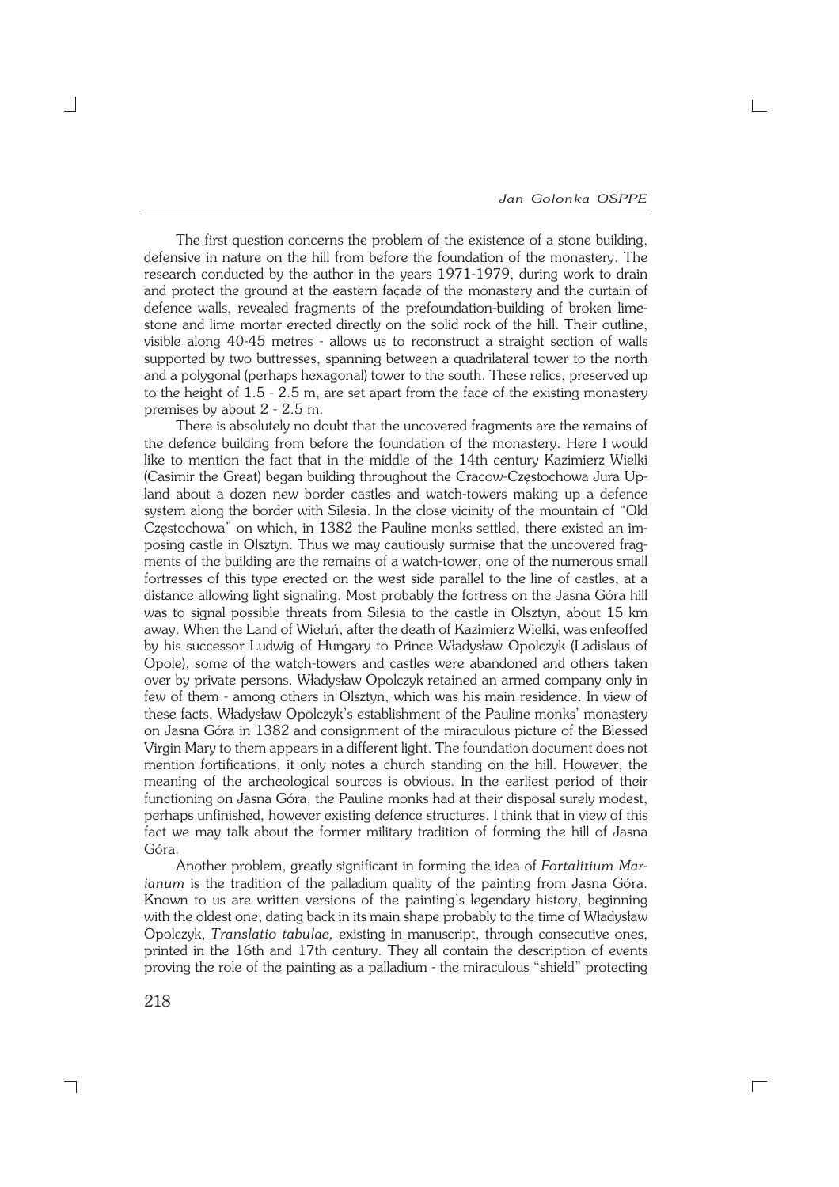The first question concerns the problem of the existence of a stone building, defensive in nature on the hill from before the foundation of the monastery. The research conducted by the author in the years 1971-1979, during work to drain and protect the ground at the eastern façade of the monastery and the curtain of defence walls, revealed fragments of the prefoundation-building of broken limestone and lime mortar erected directly on the solid rock of the hill. Their outline, visible along 40-45 metres - allows us to reconstruct a straight section of walls supported by two buttresses, spanning between a quadrilateral tower to the north and a polygonal (perhaps hexagonal) tower to the south. These relics, preserved up to the height of 1.5 - 2.5 m, are set apart from the face of the existing monastery premises by about 2 - 2.5 m.

There is absolutely no doubt that the uncovered fragments are the remains of the defence building from before the foundation of the monastery. Here I would like to mention the fact that in the middle of the 14th century Kazimierz Wielki (Casimir the Great) began building throughout the Cracow-Częstochowa Jura Upland about a dozen new border castles and watch-towers making up a defence system along the border with Silesia. In the close vicinity of the mountain of "Old Częstochowa" on which, in 1382 the Pauline monks settled, there existed an imposing castle in Olsztyn. Thus we may cautiously surmise that the uncovered fragments of the building are the remains of a watch-tower, one of the numerous small fortresses of this type erected on the west side parallel to the line of castles, at a distance allowing light signaling. Most probably the fortress on the Jasna Góra hill was to signal possible threats from Silesia to the castle in Olsztyn, about 15 km away. When the Land of Wieluń, after the death of Kazimierz Wielki, was enfeoffed by his successor Ludwig of Hungary to Prince Władysław Opolczyk (Ladislaus of Opole), some of the watch-towers and castles were abandoned and others taken over by private persons. Władysław Opolczyk retained an armed company only in few of them - among others in Olsztyn, which was his main residence. In view of these facts, Władysław Opolczyk's establishment of the Pauline monks' monastery on Jasna Góra in 1382 and consignment of the miraculous picture of the Blessed Virgin Mary to them appears in a different light. The foundation document does not mention fortifications, it only notes a church standing on the hill. However, the meaning of the archeological sources is obvious. In the earliest period of their functioning on Jasna Góra, the Pauline monks had at their disposal surely modest, perhaps unfinished, however existing defence structures. I think that in view of this fact we may talk about the former military tradition of forming the hill of Jasna Góra.

Another problem, greatly significant in forming the idea of *Fortalitium Marianum* is the tradition of the palladium quality of the painting from Jasna Góra. Known to us are written versions of the painting's legendary history, beginning with the oldest one, dating back in its main shape probably to the time of Władysław Opolczyk, *Translatio tabulae,* existing in manuscript, through consecutive ones, printed in the 16th and 17th century. They all contain the description of events proving the role of the painting as a palladium - the miraculous "shield" protecting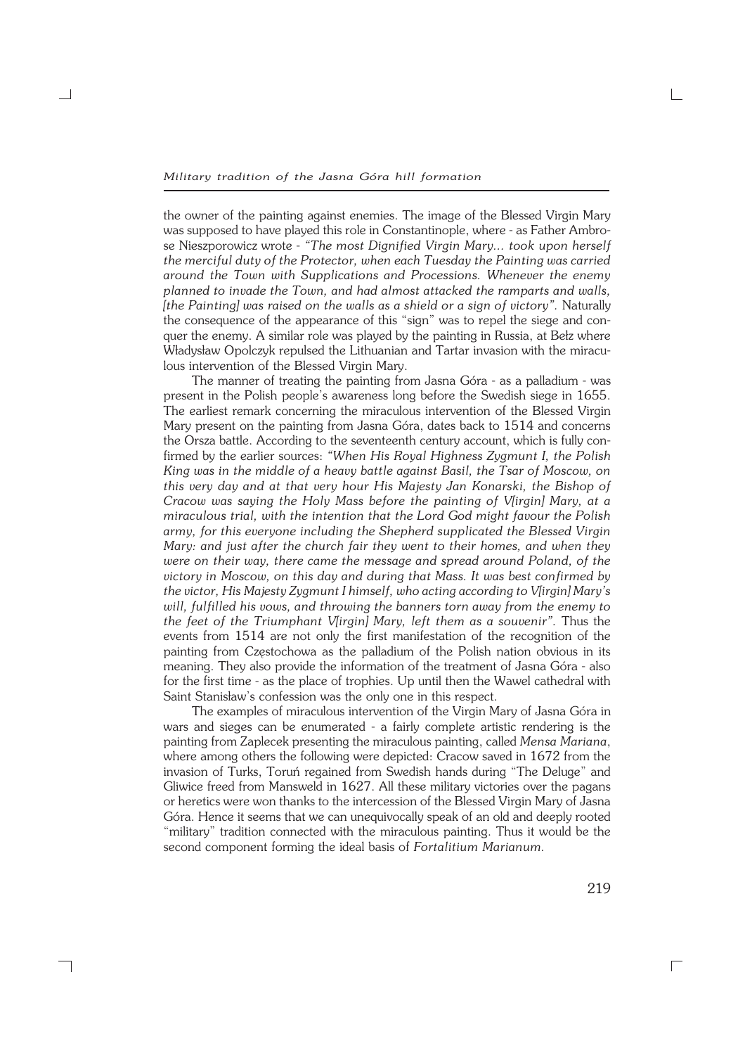the owner of the painting against enemies. The image of the Blessed Virgin Mary was supposed to have played this role in Constantinople, where - as Father Ambrose Nieszporowicz wrote - *"The most Dignified Virgin Mary... took upon herself the merciful duty of the Protector, when each Tuesday the Painting was carried around the Town with Supplications and Processions. Whenever the enemy planned to invade the Town, and had almost attacked the ramparts and walls, [the Painting] was raised on the walls as a shield or a sign of victory".* Naturally the consequence of the appearance of this "sign" was to repel the siege and conquer the enemy. A similar role was played by the painting in Russia, at Bełz where Władysław Opolczyk repulsed the Lithuanian and Tartar invasion with the miraculous intervention of the Blessed Virgin Mary.

The manner of treating the painting from Jasna Góra - as a palladium - was present in the Polish people's awareness long before the Swedish siege in 1655. The earliest remark concerning the miraculous intervention of the Blessed Virgin Mary present on the painting from Jasna Góra, dates back to 1514 and concerns the Orsza battle. According to the seventeenth century account, which is fully confirmed by the earlier sources: *"When His Royal Highness Zygmunt I, the Polish King was in the middle of a heavy battle against Basil, the Tsar of Moscow, on this very day and at that very hour His Majesty Jan Konarski, the Bishop of Cracow was saying the Holy Mass before the painting of V[irgin] Mary, at a miraculous trial, with the intention that the Lord God might favour the Polish army, for this everyone including the Shepherd supplicated the Blessed Virgin Mary: and just after the church fair they went to their homes, and when they were on their way, there came the message and spread around Poland, of the victory in Moscow, on this day and during that Mass. It was best confirmed by the victor, His Majesty Zygmunt I himself, who acting according to V[irgin] Mary's will, fulfilled his vows, and throwing the banners torn away from the enemy to the feet of the Triumphant V[irgin] Mary, left them as a souvenir".* Thus the events from 1514 are not only the first manifestation of the recognition of the painting from Częstochowa as the palladium of the Polish nation obvious in its meaning. They also provide the information of the treatment of Jasna Góra - also for the first time - as the place of trophies. Up until then the Wawel cathedral with Saint Stanisław's confession was the only one in this respect.

The examples of miraculous intervention of the Virgin Mary of Jasna Góra in wars and sieges can be enumerated - a fairly complete artistic rendering is the painting from Zaplecek presenting the miraculous painting, called *Mensa Mariana*, where among others the following were depicted: Cracow saved in 1672 from the invasion of Turks, Toruń regained from Swedish hands during "The Deluge" and Gliwice freed from Mansweld in 1627. All these military victories over the pagans or heretics were won thanks to the intercession of the Blessed Virgin Mary of Jasna Góra. Hence it seems that we can unequivocally speak of an old and deeply rooted "military" tradition connected with the miraculous painting. Thus it would be the second component forming the ideal basis of *Fortalitium Marianum*.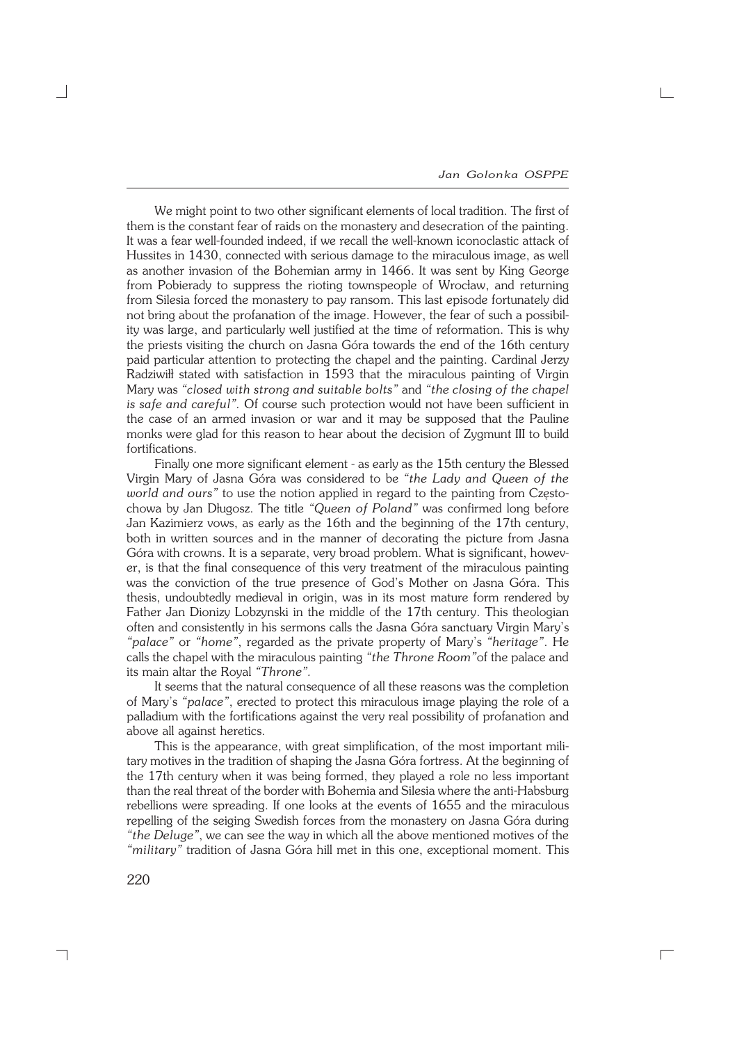We might point to two other significant elements of local tradition. The first of them is the constant fear of raids on the monastery and desecration of the painting. It was a fear well-founded indeed, if we recall the well-known iconoclastic attack of Hussites in 1430, connected with serious damage to the miraculous image, as well as another invasion of the Bohemian army in 1466. It was sent by King George from Pobierady to suppress the rioting townspeople of Wrocław, and returning from Silesia forced the monastery to pay ransom. This last episode fortunately did not bring about the profanation of the image. However, the fear of such a possibility was large, and particularly well justified at the time of reformation. This is why the priests visiting the church on Jasna Góra towards the end of the 16th century paid particular attention to protecting the chapel and the painting. Cardinal Jerzy Radziwiłł stated with satisfaction in 1593 that the miraculous painting of Virgin Mary was *"closed with strong and suitable bolts"* and *"the closing of the chapel is safe and careful"*. Of course such protection would not have been sufficient in the case of an armed invasion or war and it may be supposed that the Pauline monks were glad for this reason to hear about the decision of Zygmunt III to build fortifications.

Finally one more significant element - as early as the 15th century the Blessed Virgin Mary of Jasna Góra was considered to be *"the Lady and Queen of the world and ours"* to use the notion applied in regard to the painting from Częstochowa by Jan Długosz. The title *"Queen of Poland"* was confirmed long before Jan Kazimierz vows, as early as the 16th and the beginning of the 17th century, both in written sources and in the manner of decorating the picture from Jasna Góra with crowns. It is a separate, very broad problem. What is significant, however, is that the final consequence of this very treatment of the miraculous painting was the conviction of the true presence of God's Mother on Jasna Góra. This thesis, undoubtedly medieval in origin, was in its most mature form rendered by Father Jan Dionizy Lobzynski in the middle of the 17th century. This theologian often and consistently in his sermons calls the Jasna Góra sanctuary Virgin Mary's *"palace"* or *"home"*, regarded as the private property of Mary's *"heritage"*. He calls the chapel with the miraculous painting *"the Throne Room"*of the palace and its main altar the Royal *"Throne"*.

It seems that the natural consequence of all these reasons was the completion of Mary's *"palace"*, erected to protect this miraculous image playing the role of a palladium with the fortifications against the very real possibility of profanation and above all against heretics.

This is the appearance, with great simplification, of the most important military motives in the tradition of shaping the Jasna Góra fortress. At the beginning of the 17th century when it was being formed, they played a role no less important than the real threat of the border with Bohemia and Silesia where the anti-Habsburg rebellions were spreading. If one looks at the events of 1655 and the miraculous repelling of the seiging Swedish forces from the monastery on Jasna Góra during *"the Deluge"*, we can see the way in which all the above mentioned motives of the *"military"* tradition of Jasna Góra hill met in this one, exceptional moment. This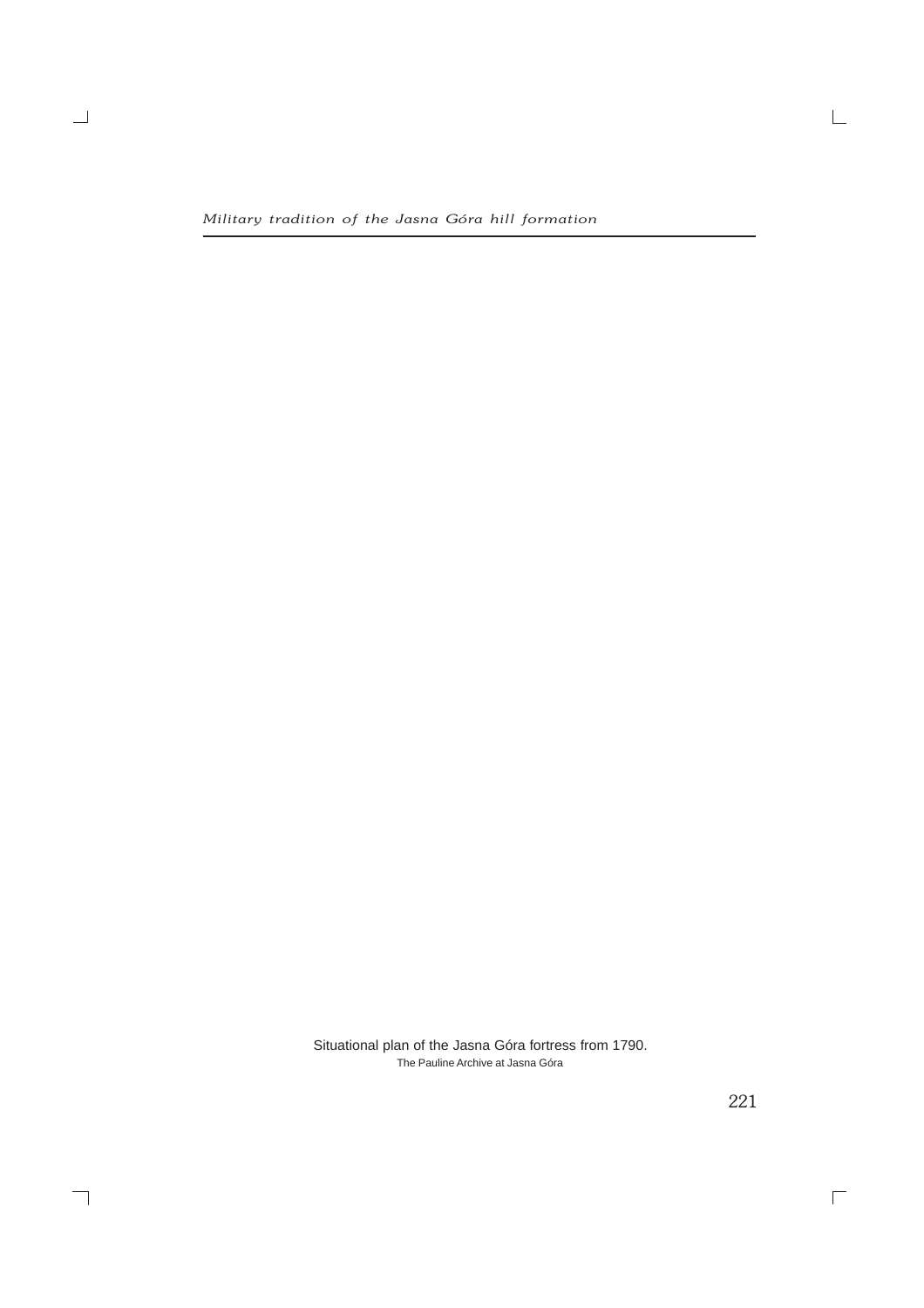Situational plan of the Jasna Góra fortress from 1790.
The Pauline Archive at Jasna Góra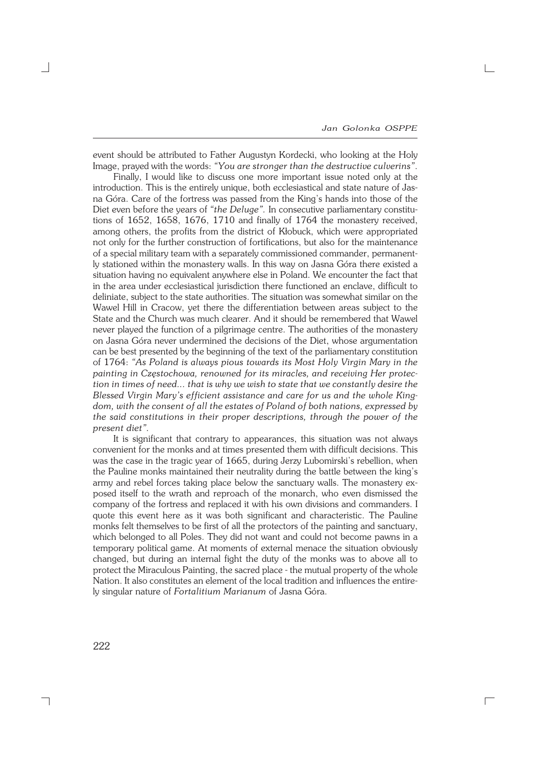event should be attributed to Father Augustyn Kordecki, who looking at the Holy Image, prayed with the words: *"You are stronger than the destructive culverins"*.

Finally, I would like to discuss one more important issue noted only at the introduction. This is the entirely unique, both ecclesiastical and state nature of Jasna Góra. Care of the fortress was passed from the King's hands into those of the Diet even before the years of *"the Deluge"*. In consecutive parliamentary constitutions of 1652, 1658, 1676, 1710 and finally of 1764 the monastery received, among others, the profits from the district of Kłobuck, which were appropriated not only for the further construction of fortifications, but also for the maintenance of a special military team with a separately commissioned commander, permanently stationed within the monastery walls. In this way on Jasna Góra there existed a situation having no equivalent anywhere else in Poland. We encounter the fact that in the area under ecclesiastical jurisdiction there functioned an enclave, difficult to deliniate, subject to the state authorities. The situation was somewhat similar on the Wawel Hill in Cracow, yet there the differentiation between areas subject to the State and the Church was much clearer. And it should be remembered that Wawel never played the function of a pilgrimage centre. The authorities of the monastery on Jasna Góra never undermined the decisions of the Diet, whose argumentation can be best presented by the beginning of the text of the parliamentary constitution of 1764: *"As Poland is always pious towards its Most Holy Virgin Mary in the painting in Częstochowa, renowned for its miracles, and receiving Her protection in times of need... that is why we wish to state that we constantly desire the Blessed Virgin Mary's efficient assistance and care for us and the whole Kingdom, with the consent of all the estates of Poland of both nations, expressed by the said constitutions in their proper descriptions, through the power of the present diet"*.

It is significant that contrary to appearances, this situation was not always convenient for the monks and at times presented them with difficult decisions. This was the case in the tragic year of 1665, during Jerzy Lubomirski's rebellion, when the Pauline monks maintained their neutrality during the battle between the king's army and rebel forces taking place below the sanctuary walls. The monastery exposed itself to the wrath and reproach of the monarch, who even dismissed the company of the fortress and replaced it with his own divisions and commanders. I quote this event here as it was both significant and characteristic. The Pauline monks felt themselves to be first of all the protectors of the painting and sanctuary, which belonged to all Poles. They did not want and could not become pawns in a temporary political game. At moments of external menace the situation obviously changed, but during an internal fight the duty of the monks was to above all to protect the Miraculous Painting, the sacred place - the mutual property of the whole Nation. It also constitutes an element of the local tradition and influences the entirely singular nature of *Fortalitium Marianum* of Jasna Góra.